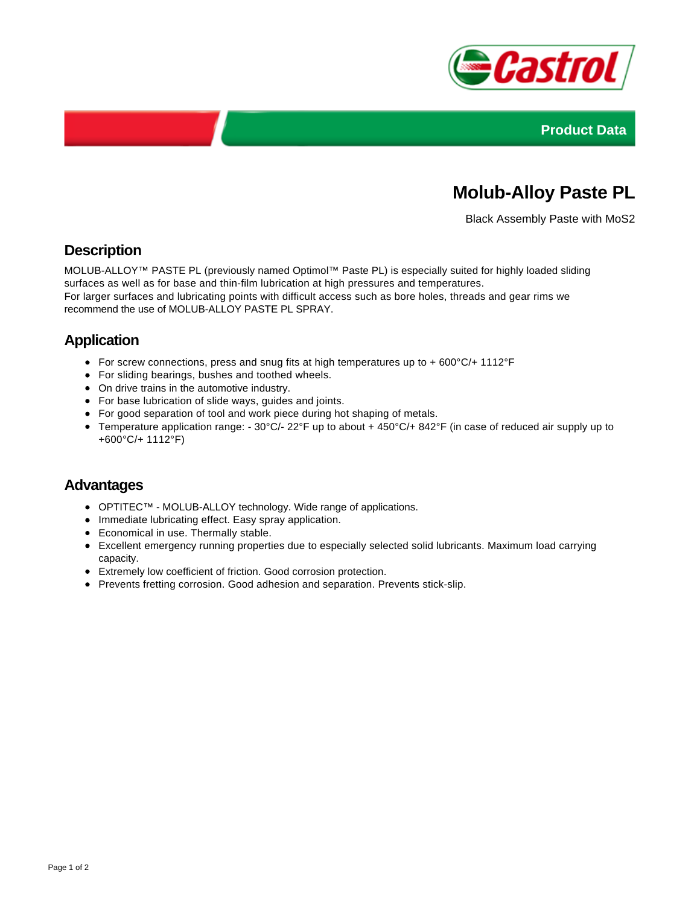Product Data

# Molub-Alloy Paste PL

Black Assembly Paste with $MoS_2$

## Description

MOLUB-ALLOY™ PASTE PL (previously named Optimol™ Paste PL) is especially suited for highly loaded sliding surfaces as well as for base and thin-film lubrication at high pressures and temperatures.
For larger surfaces and lubricating points with difficult access such as bore holes, threads and gear rims we recommend the use of MOLUB-ALLOY PASTE PL SPRAY.

## Application

- For screw connections, press and snug fits at high temperatures up to + 600°C/+ 1112°F
- For sliding bearings, bushes and toothed wheels.
- On drive trains in the automotive industry.
- For base lubrication of slide ways, guides and joints.
- For good separation of tool and work piece during hot shaping of metals.
- Temperature application range: - 30°C/- 22°F up to about + 450°C/+ 842°F (in case of reduced air supply up to +600°C/+ 1112°F)

## Advantages

- OPTITEC™ - MOLUB-ALLOY technology. Wide range of applications.
- Immediate lubricating effect. Easy spray application.
- Economical in use. Thermally stable.
- Excellent emergency running properties due to especially selected solid lubricants. Maximum load carrying capacity.
- Extremely low coefficient of friction. Good corrosion protection.
- Prevents fretting corrosion. Good adhesion and separation. Prevents stick-slip.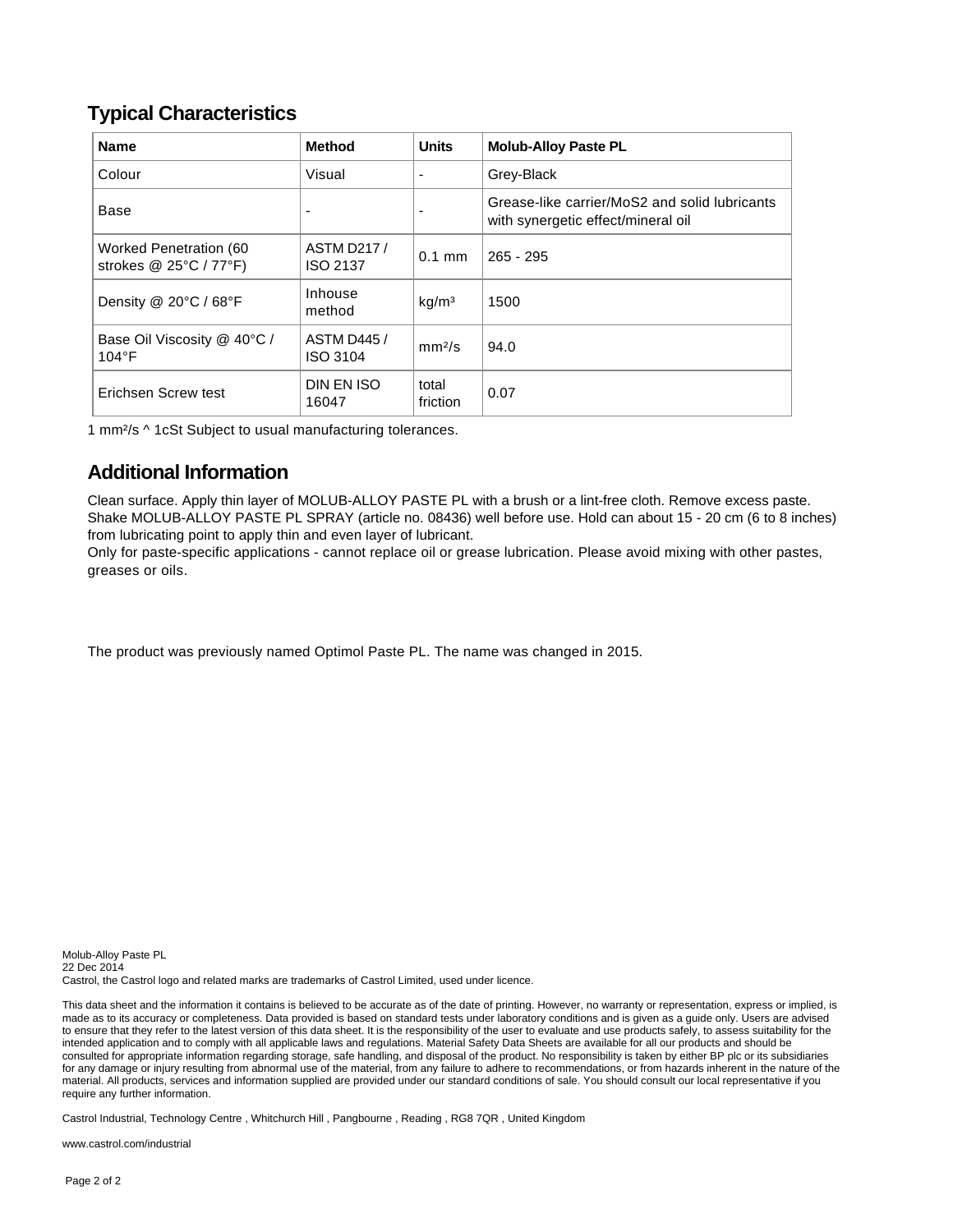## Typical Characteristics

| Name | Method | Units | Molub-Alloy Paste PL |
|---|---|---|---|
| Colour | Visual | - | Grey-Black |
| Base | - | - | Grease-like carrier/$MoS_2$ and solid lubricants with synergetic effect/mineral oil |
| Worked Penetration (60 strokes @ 25°C / 77°F) | ASTM D217 / ISO 2137 | 0.1 mm | 265 - 295 |
| Density @ 20°C / 68°F | Inhouse method | $kg/m^3$ | 1500 |
| Base Oil Viscosity @ 40°C / 104°F | ASTM D445 / ISO 3104 | $mm^2/s$ | 94.0 |
| Erichsen Screw test | DIN EN ISO 16047 | total friction | 0.07 |

1 $mm^2/s$ ^ 1cSt Subject to usual manufacturing tolerances.

## Additional Information

Clean surface. Apply thin layer of MOLUB-ALLOY PASTE PL with a brush or a lint-free cloth. Remove excess paste. Shake MOLUB-ALLOY PASTE PL SPRAY (article no. 08436) well before use. Hold can about 15 - 20 cm (6 to 8 inches) from lubricating point to apply thin and even layer of lubricant.
Only for paste-specific applications - cannot replace oil or grease lubrication. Please avoid mixing with other pastes, greases or oils.

The product was previously named Optimol Paste PL. The name was changed in 2015.

Molub-Alloy Paste PL
22 Dec 2014
Castrol, the Castrol logo and related marks are trademarks of Castrol Limited, used under licence.

This data sheet and the information it contains is believed to be accurate as of the date of printing. However, no warranty or representation, express or implied, is made as to its accuracy or completeness. Data provided is based on standard tests under laboratory conditions and is given as a guide only. Users are advised to ensure that they refer to the latest version of this data sheet. It is the responsibility of the user to evaluate and use products safely, to assess suitability for the intended application and to comply with all applicable laws and regulations. Material Safety Data Sheets are available for all our products and should be consulted for appropriate information regarding storage, safe handling, and disposal of the product. No responsibility is taken by either BP plc or its subsidiaries for any damage or injury resulting from abnormal use of the material, from any failure to adhere to recommendations, or from hazards inherent in the nature of the material. All products, services and information supplied are provided under our standard conditions of sale. You should consult our local representative if you require any further information.

Castrol Industrial, Technology Centre , Whitchurch Hill , Pangbourne , Reading , RG8 7QR , United Kingdom

www.castrol.com/industrial